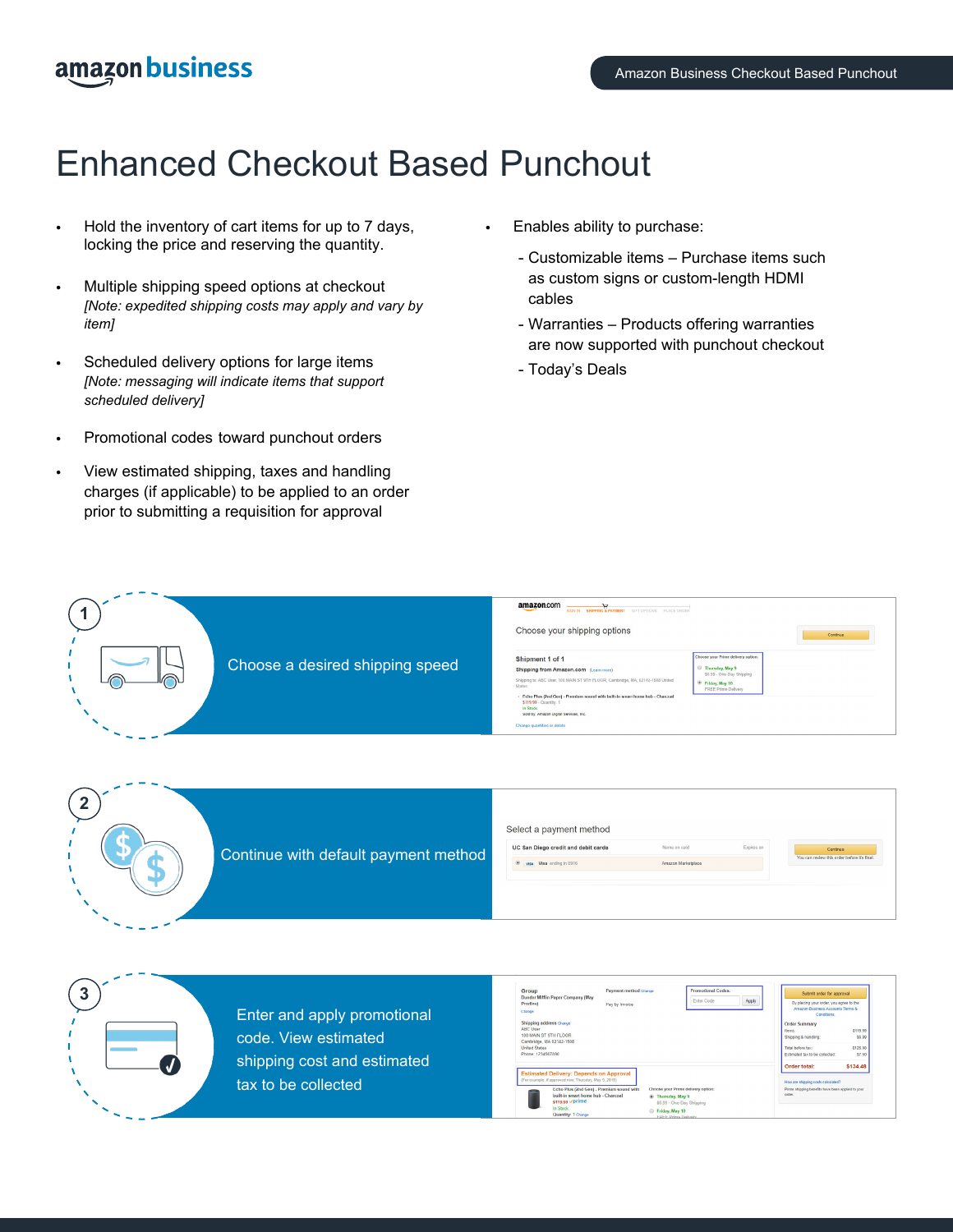# Enhanced Checkout Based Punchout

- Hold the inventory of cart items for up to 7 days, locking the price and reserving the quantity.
- Multiple shipping speed options at checkout
  *[Note: expedited shipping costs may apply and vary by item]*
- Scheduled delivery options for large items
  *[Note: messaging will indicate items that support scheduled delivery]*
- Promotional codes toward punchout orders
- View estimated shipping, taxes and handling charges (if applicable) to be applied to an order prior to submitting a requisition for approval
- Enables ability to purchase:
  - Customizable items – Purchase items such as custom signs or custom-length HDMI cables
  - Warranties – Products offering warranties are now supported with punchout checkout
  - Today's Deals

1. Choose a desired shipping speed
2. Continue with default payment method
3. Enter and apply promotional code. View estimated shipping cost and estimated tax to be collected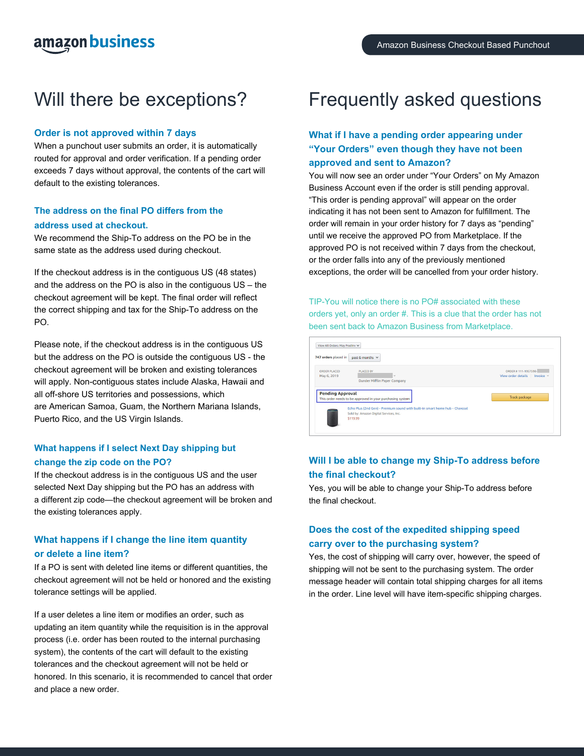# Will there be exceptions?

### Order is not approved within 7 days

When a punchout user submits an order, it is automatically routed for approval and order verification. If a pending order exceeds 7 days without approval, the contents of the cart will default to the existing tolerances.

### The address on the final PO differs from the address used at checkout.

We recommend the Ship-To address on the PO be in the same state as the address used during checkout.

If the checkout address is in the contiguous US (48 states) and the address on the PO is also in the contiguous US – the checkout agreement will be kept. The final order will reflect the correct shipping and tax for the Ship-To address on the PO.

Please note, if the checkout address is in the contiguous US but the address on the PO is outside the contiguous US - the checkout agreement will be broken and existing tolerances will apply. Non-contiguous states include Alaska, Hawaii and all off-shore US territories and possessions, which are American Samoa, Guam, the Northern Mariana Islands, Puerto Rico, and the US Virgin Islands.

### What happens if I select Next Day shipping but change the zip code on the PO?

If the checkout address is in the contiguous US and the user selected Next Day shipping but the PO has an address with a different zip code—the checkout agreement will be broken and the existing tolerances apply.

### What happens if I change the line item quantity or delete a line item?

If a PO is sent with deleted line items or different quantities, the checkout agreement will not be held or honored and the existing tolerance settings will be applied.

If a user deletes a line item or modifies an order, such as updating an item quantity while the requisition is in the approval process (i.e. order has been routed to the internal purchasing system), the contents of the cart will default to the existing tolerances and the checkout agreement will not be held or honored. In this scenario, it is recommended to cancel that order and place a new order.

# Frequently asked questions

### What if I have a pending order appearing under "Your Orders" even though they have not been approved and sent to Amazon?

You will now see an order under "Your Orders" on My Amazon Business Account even if the order is still pending approval. "This order is pending approval" will appear on the order indicating it has not been sent to Amazon for fulfillment. The order will remain in your order history for 7 days as "pending" until we receive the approved PO from Marketplace. If the approved PO is not received within 7 days from the checkout, or the order falls into any of the previously mentioned exceptions, the order will be cancelled from your order history.

TIP-You will notice there is no PO# associated with these orders yet, only an order #. This is a clue that the order has not been sent back to Amazon Business from Marketplace.

View All Orders: May Prodinv
747 orders placed in past 6 months
ORDER PLACED May 6, 2019
PLACED BY Dunder Mifflin Paper Company
ORDER # 111-1957596-
View order details | Invoice
Pending Approval
This order needs to be approved in your purchasing system
Track package
Echo Plus (2nd Gen) - Premium sound with built-in smart home hub - Charcoal
Sold by: Amazon Digital Services, Inc.
$119.99

### Will I be able to change my Ship-To address before the final checkout?

Yes, you will be able to change your Ship-To address before the final checkout.

### Does the cost of the expedited shipping speed carry over to the purchasing system?

Yes, the cost of shipping will carry over, however, the speed of shipping will not be sent to the purchasing system. The order message header will contain total shipping charges for all items in the order. Line level will have item-specific shipping charges.